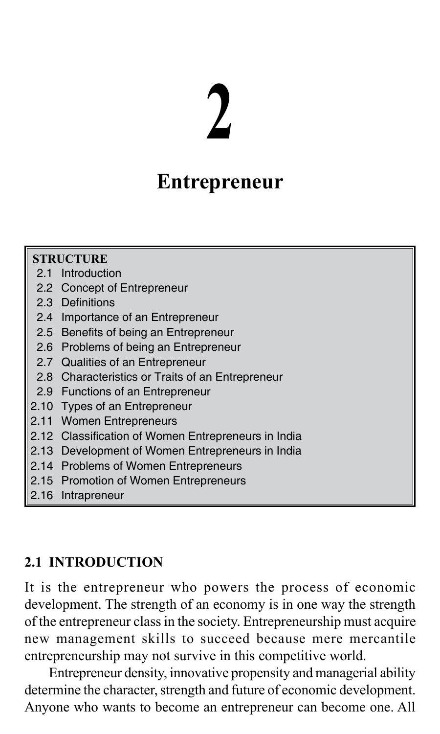# 2

# Entrepreneur

**STRUCTURE**

- 2.1 Introduction
- 2.2 Concept of Entrepreneur
- 2.3 Definitions
- 2.4 Importance of an Entrepreneur
- 2.5 Benefits of being an Entrepreneur
- 2.6 Problems of being an Entrepreneur
- 2.7 Qualities of an Entrepreneur
- 2.8 Characteristics or Traits of an Entrepreneur
- 2.9 Functions of an Entrepreneur
- 2.10 Types of an Entrepreneur
- 2.11 Women Entrepreneurs
- 2.12 Classification of Women Entrepreneurs in India
- 2.13 Development of Women Entrepreneurs in India
- 2.14 Problems of Women Entrepreneurs
- 2.15 Promotion of Women Entrepreneurs
- 2.16 Intrapreneur

## 2.1 INTRODUCTION

It is the entrepreneur who powers the process of economic development. The strength of an economy is in one way the strength of the entrepreneur class in the society. Entrepreneurship must acquire new management skills to succeed because mere mercantile entrepreneurship may not survive in this competitive world.

Entrepreneur density, innovative propensity and managerial ability determine the character, strength and future of economic development. Anyone who wants to become an entrepreneur can become one. All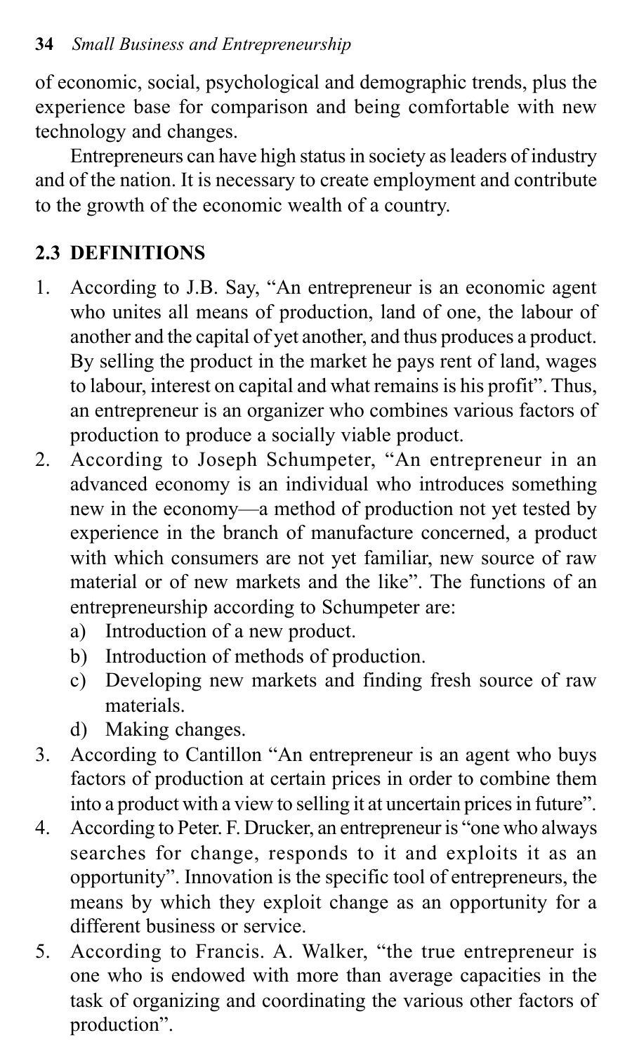of economic, social, psychological and demographic trends, plus the experience base for comparison and being comfortable with new technology and changes.

Entrepreneurs can have high status in society as leaders of industry and of the nation. It is necessary to create employment and contribute to the growth of the economic wealth of a country.

## 2.3 DEFINITIONS

1. According to J.B. Say, "An entrepreneur is an economic agent who unites all means of production, land of one, the labour of another and the capital of yet another, and thus produces a product. By selling the product in the market he pays rent of land, wages to labour, interest on capital and what remains is his profit". Thus, an entrepreneur is an organizer who combines various factors of production to produce a socially viable product.
2. According to Joseph Schumpeter, "An entrepreneur in an advanced economy is an individual who introduces something new in the economy—a method of production not yet tested by experience in the branch of manufacture concerned, a product with which consumers are not yet familiar, new source of raw material or of new markets and the like". The functions of an entrepreneurship according to Schumpeter are:
   a) Introduction of a new product.
   b) Introduction of methods of production.
   c) Developing new markets and finding fresh source of raw materials.
   d) Making changes.
3. According to Cantillon "An entrepreneur is an agent who buys factors of production at certain prices in order to combine them into a product with a view to selling it at uncertain prices in future".
4. According to Peter. F. Drucker, an entrepreneur is "one who always searches for change, responds to it and exploits it as an opportunity". Innovation is the specific tool of entrepreneurs, the means by which they exploit change as an opportunity for a different business or service.
5. According to Francis. A. Walker, "the true entrepreneur is one who is endowed with more than average capacities in the task of organizing and coordinating the various other factors of production".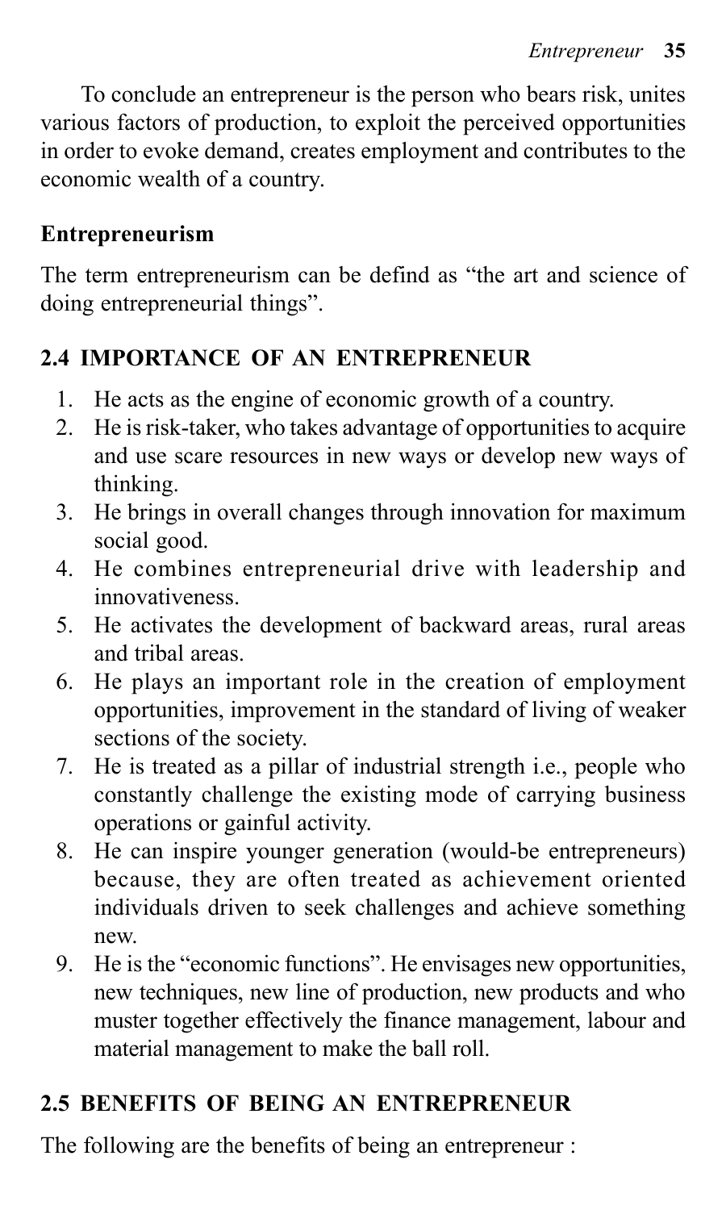To conclude an entrepreneur is the person who bears risk, unites various factors of production, to exploit the perceived opportunities in order to evoke demand, creates employment and contributes to the economic wealth of a country.

**Entrepreneurism**

The term entrepreneurism can be defind as "the art and science of doing entrepreneurial things".

## 2.4 IMPORTANCE OF AN ENTREPRENEUR

1. He acts as the engine of economic growth of a country.
2. He is risk-taker, who takes advantage of opportunities to acquire and use scare resources in new ways or develop new ways of thinking.
3. He brings in overall changes through innovation for maximum social good.
4. He combines entrepreneurial drive with leadership and innovativeness.
5. He activates the development of backward areas, rural areas and tribal areas.
6. He plays an important role in the creation of employment opportunities, improvement in the standard of living of weaker sections of the society.
7. He is treated as a pillar of industrial strength i.e., people who constantly challenge the existing mode of carrying business operations or gainful activity.
8. He can inspire younger generation (would-be entrepreneurs) because, they are often treated as achievement oriented individuals driven to seek challenges and achieve something new.
9. He is the "economic functions". He envisages new opportunities, new techniques, new line of production, new products and who muster together effectively the finance management, labour and material management to make the ball roll.

## 2.5 BENEFITS OF BEING AN ENTREPRENEUR

The following are the benefits of being an entrepreneur :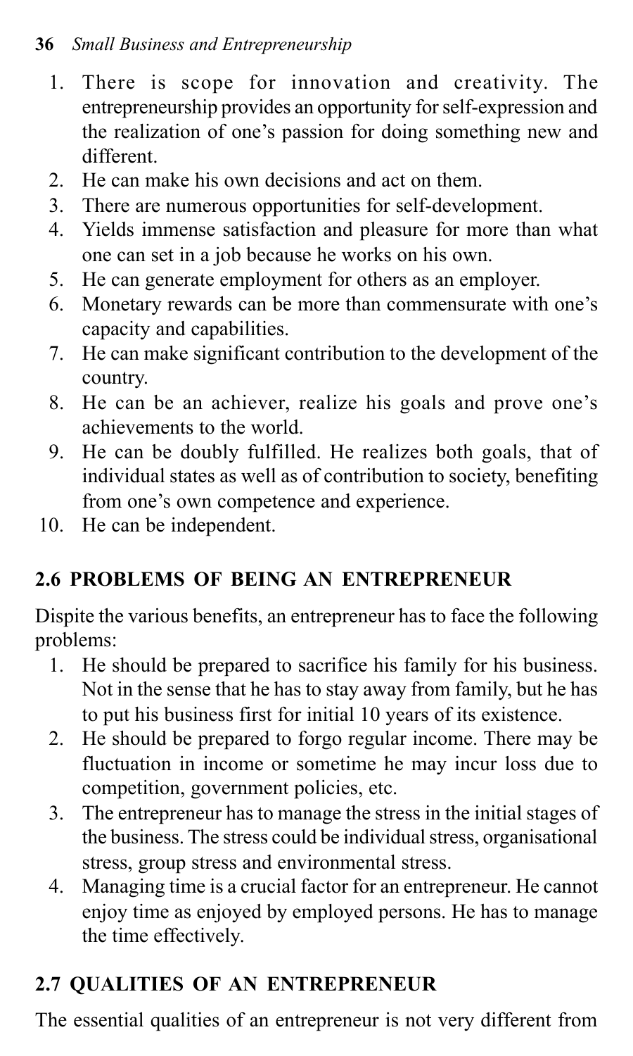1. There is scope for innovation and creativity. The entrepreneurship provides an opportunity for self-expression and the realization of one's passion for doing something new and different.
2. He can make his own decisions and act on them.
3. There are numerous opportunities for self-development.
4. Yields immense satisfaction and pleasure for more than what one can set in a job because he works on his own.
5. He can generate employment for others as an employer.
6. Monetary rewards can be more than commensurate with one's capacity and capabilities.
7. He can make significant contribution to the development of the country.
8. He can be an achiever, realize his goals and prove one's achievements to the world.
9. He can be doubly fulfilled. He realizes both goals, that of individual states as well as of contribution to society, benefiting from one's own competence and experience.
10. He can be independent.

## 2.6 PROBLEMS OF BEING AN ENTREPRENEUR

Dispite the various benefits, an entrepreneur has to face the following problems:

1. He should be prepared to sacrifice his family for his business. Not in the sense that he has to stay away from family, but he has to put his business first for initial 10 years of its existence.
2. He should be prepared to forgo regular income. There may be fluctuation in income or sometime he may incur loss due to competition, government policies, etc.
3. The entrepreneur has to manage the stress in the initial stages of the business. The stress could be individual stress, organisational stress, group stress and environmental stress.
4. Managing time is a crucial factor for an entrepreneur. He cannot enjoy time as enjoyed by employed persons. He has to manage the time effectively.

## 2.7 QUALITIES OF AN ENTREPRENEUR

The essential qualities of an entrepreneur is not very different from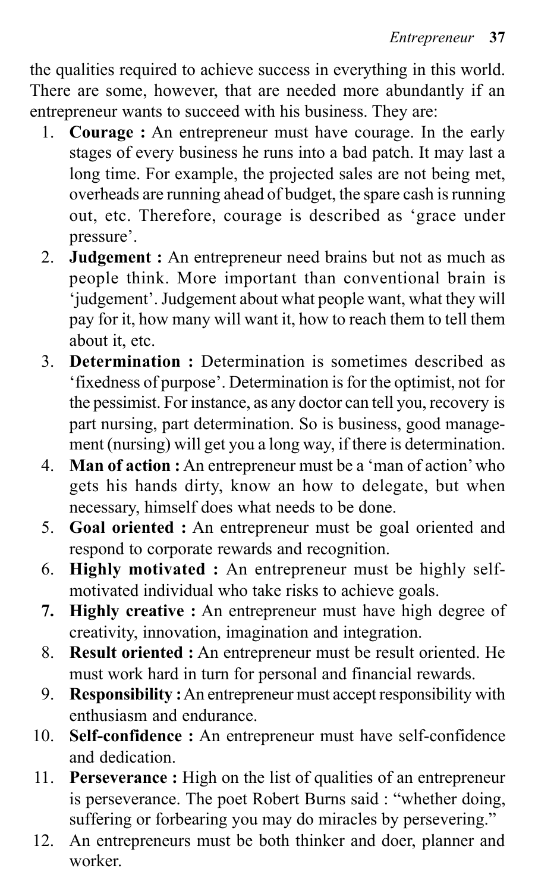the qualities required to achieve success in everything in this world. There are some, however, that are needed more abundantly if an entrepreneur wants to succeed with his business. They are:

1. **Courage :** An entrepreneur must have courage. In the early stages of every business he runs into a bad patch. It may last a long time. For example, the projected sales are not being met, overheads are running ahead of budget, the spare cash is running out, etc. Therefore, courage is described as 'grace under pressure'.
2. **Judgement :** An entrepreneur need brains but not as much as people think. More important than conventional brain is 'judgement'. Judgement about what people want, what they will pay for it, how many will want it, how to reach them to tell them about it, etc.
3. **Determination :** Determination is sometimes described as 'fixedness of purpose'. Determination is for the optimist, not for the pessimist. For instance, as any doctor can tell you, recovery is part nursing, part determination. So is business, good management (nursing) will get you a long way, if there is determination.
4. **Man of action :** An entrepreneur must be a 'man of action' who gets his hands dirty, know an how to delegate, but when necessary, himself does what needs to be done.
5. **Goal oriented :** An entrepreneur must be goal oriented and respond to corporate rewards and recognition.
6. **Highly motivated :** An entrepreneur must be highly self-motivated individual who take risks to achieve goals.
7. **Highly creative :** An entrepreneur must have high degree of creativity, innovation, imagination and integration.
8. **Result oriented :** An entrepreneur must be result oriented. He must work hard in turn for personal and financial rewards.
9. **Responsibility :** An entrepreneur must accept responsibility with enthusiasm and endurance.
10. **Self-confidence :** An entrepreneur must have self-confidence and dedication.
11. **Perseverance :** High on the list of qualities of an entrepreneur is perseverance. The poet Robert Burns said : "whether doing, suffering or forbearing you may do miracles by persevering."
12. An entrepreneurs must be both thinker and doer, planner and worker.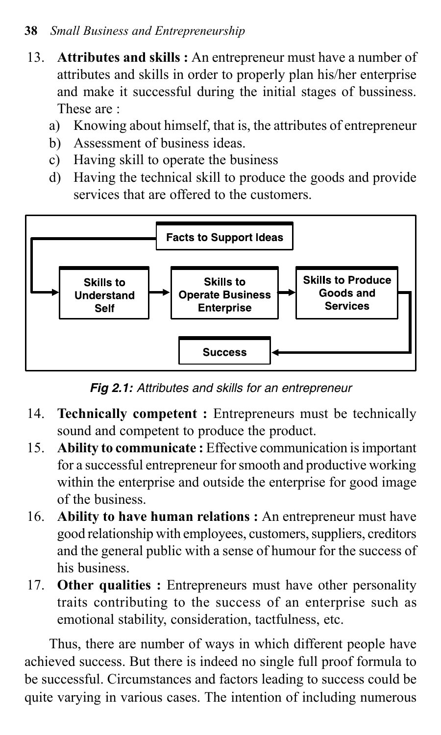13. **Attributes and skills :** An entrepreneur must have a number of attributes and skills in order to properly plan his/her enterprise and make it successful during the initial stages of bussiness. These are :
    a) Knowing about himself, that is, the attributes of entrepreneur
    b) Assessment of business ideas.
    c) Having skill to operate the business
    d) Having the technical skill to produce the goods and provide services that are offered to the customers.

Facts to Support Ideas

Skills to Understand Self → Skills to Operate Business Enterprise → Skills to Produce Goods and Services → Success

*Fig 2.1: Attributes and skills for an entrepreneur*

14. **Technically competent :** Entrepreneurs must be technically sound and competent to produce the product.
15. **Ability to communicate :** Effective communication is important for a successful entrepreneur for smooth and productive working within the enterprise and outside the enterprise for good image of the business.
16. **Ability to have human relations :** An entrepreneur must have good relationship with employees, customers, suppliers, creditors and the general public with a sense of humour for the success of his business.
17. **Other qualities :** Entrepreneurs must have other personality traits contributing to the success of an enterprise such as emotional stability, consideration, tactfulness, etc.

Thus, there are number of ways in which different people have achieved success. But there is indeed no single full proof formula to be successful. Circumstances and factors leading to success could be quite varying in various cases. The intention of including numerous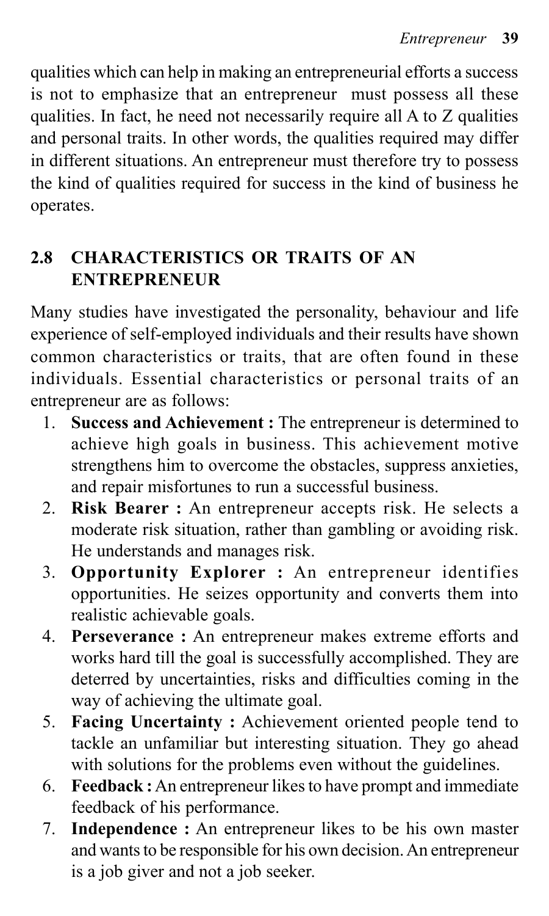qualities which can help in making an entrepreneurial efforts a success is not to emphasize that an entrepreneur must possess all these qualities. In fact, he need not necessarily require all A to Z qualities and personal traits. In other words, the qualities required may differ in different situations. An entrepreneur must therefore try to possess the kind of qualities required for success in the kind of business he operates.

## 2.8 CHARACTERISTICS OR TRAITS OF AN ENTREPRENEUR

Many studies have investigated the personality, behaviour and life experience of self-employed individuals and their results have shown common characteristics or traits, that are often found in these individuals. Essential characteristics or personal traits of an entrepreneur are as follows:

1. **Success and Achievement :** The entrepreneur is determined to achieve high goals in business. This achievement motive strengthens him to overcome the obstacles, suppress anxieties, and repair misfortunes to run a successful business.
2. **Risk Bearer :** An entrepreneur accepts risk. He selects a moderate risk situation, rather than gambling or avoiding risk. He understands and manages risk.
3. **Opportunity Explorer :** An entrepreneur identifies opportunities. He seizes opportunity and converts them into realistic achievable goals.
4. **Perseverance :** An entrepreneur makes extreme efforts and works hard till the goal is successfully accomplished. They are deterred by uncertainties, risks and difficulties coming in the way of achieving the ultimate goal.
5. **Facing Uncertainty :** Achievement oriented people tend to tackle an unfamiliar but interesting situation. They go ahead with solutions for the problems even without the guidelines.
6. **Feedback :** An entrepreneur likes to have prompt and immediate feedback of his performance.
7. **Independence :** An entrepreneur likes to be his own master and wants to be responsible for his own decision. An entrepreneur is a job giver and not a job seeker.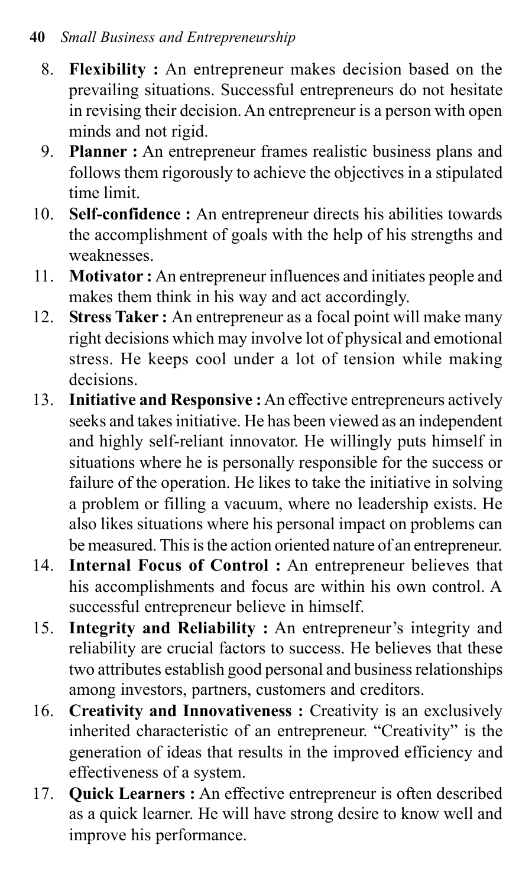8. **Flexibility :** An entrepreneur makes decision based on the prevailing situations. Successful entrepreneurs do not hesitate in revising their decision. An entrepreneur is a person with open minds and not rigid.
9. **Planner :** An entrepreneur frames realistic business plans and follows them rigorously to achieve the objectives in a stipulated time limit.
10. **Self-confidence :** An entrepreneur directs his abilities towards the accomplishment of goals with the help of his strengths and weaknesses.
11. **Motivator :** An entrepreneur influences and initiates people and makes them think in his way and act accordingly.
12. **Stress Taker :** An entrepreneur as a focal point will make many right decisions which may involve lot of physical and emotional stress. He keeps cool under a lot of tension while making decisions.
13. **Initiative and Responsive :** An effective entrepreneurs actively seeks and takes initiative. He has been viewed as an independent and highly self-reliant innovator. He willingly puts himself in situations where he is personally responsible for the success or failure of the operation. He likes to take the initiative in solving a problem or filling a vacuum, where no leadership exists. He also likes situations where his personal impact on problems can be measured. This is the action oriented nature of an entrepreneur.
14. **Internal Focus of Control :** An entrepreneur believes that his accomplishments and focus are within his own control. A successful entrepreneur believe in himself.
15. **Integrity and Reliability :** An entrepreneur's integrity and reliability are crucial factors to success. He believes that these two attributes establish good personal and business relationships among investors, partners, customers and creditors.
16. **Creativity and Innovativeness :** Creativity is an exclusively inherited characteristic of an entrepreneur. "Creativity" is the generation of ideas that results in the improved efficiency and effectiveness of a system.
17. **Quick Learners :** An effective entrepreneur is often described as a quick learner. He will have strong desire to know well and improve his performance.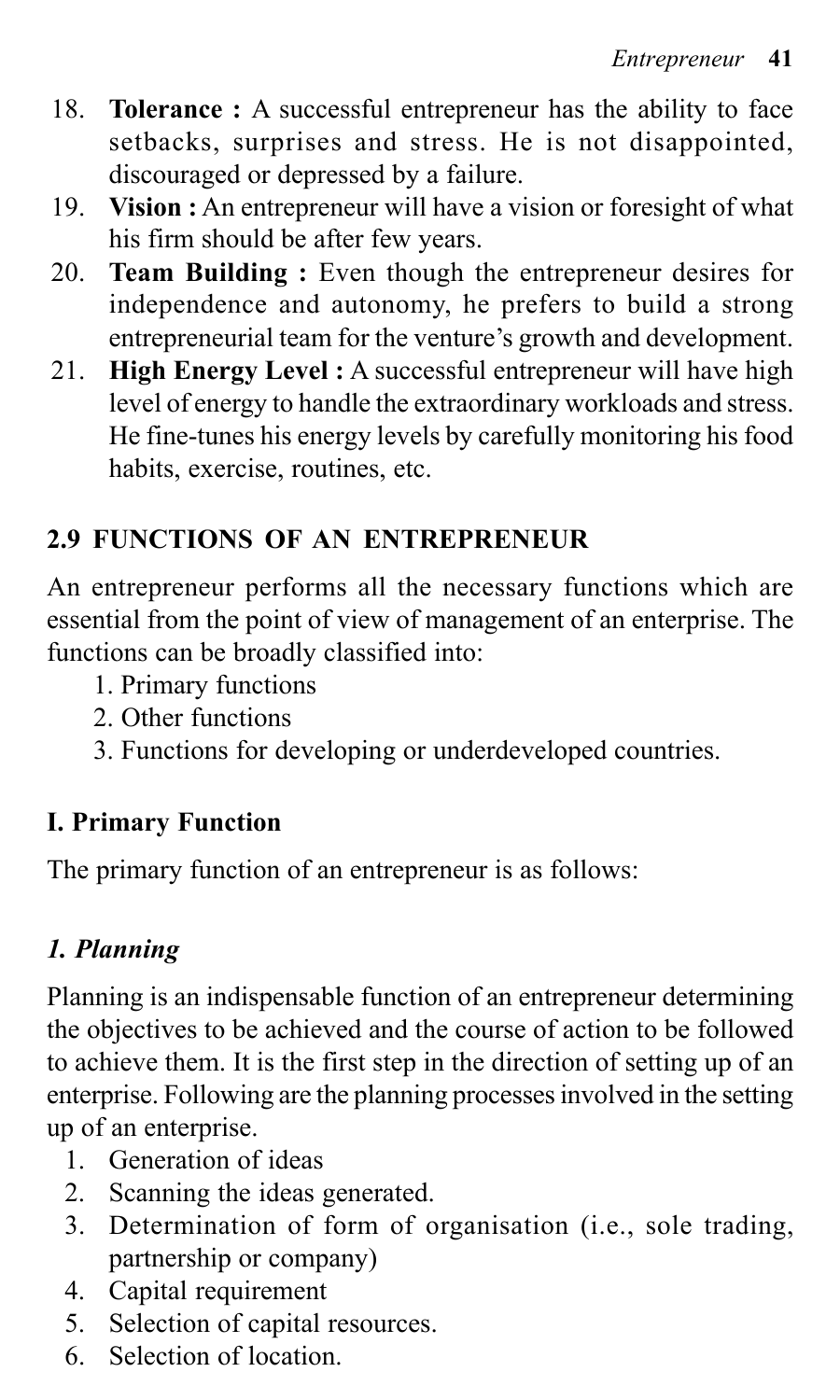18. **Tolerance :** A successful entrepreneur has the ability to face setbacks, surprises and stress. He is not disappointed, discouraged or depressed by a failure.
19. **Vision :** An entrepreneur will have a vision or foresight of what his firm should be after few years.
20. **Team Building :** Even though the entrepreneur desires for independence and autonomy, he prefers to build a strong entrepreneurial team for the venture's growth and development.
21. **High Energy Level :** A successful entrepreneur will have high level of energy to handle the extraordinary workloads and stress. He fine-tunes his energy levels by carefully monitoring his food habits, exercise, routines, etc.

## 2.9 FUNCTIONS OF AN ENTREPRENEUR

An entrepreneur performs all the necessary functions which are essential from the point of view of management of an enterprise. The functions can be broadly classified into:

1. Primary functions
2. Other functions
3. Functions for developing or underdeveloped countries.

### I. Primary Function

The primary function of an entrepreneur is as follows:

#### *1. Planning*

Planning is an indispensable function of an entrepreneur determining the objectives to be achieved and the course of action to be followed to achieve them. It is the first step in the direction of setting up of an enterprise. Following are the planning processes involved in the setting up of an enterprise.

1. Generation of ideas
2. Scanning the ideas generated.
3. Determination of form of organisation (i.e., sole trading, partnership or company)
4. Capital requirement
5. Selection of capital resources.
6. Selection of location.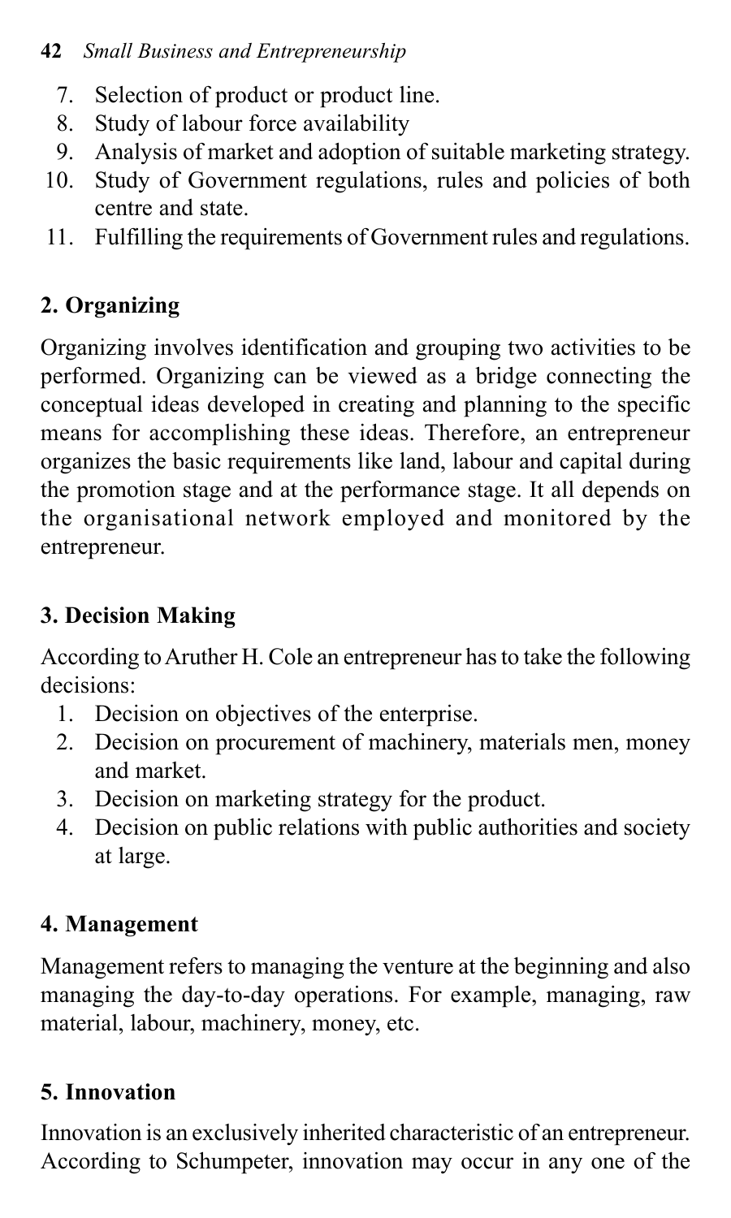7. Selection of product or product line.
8. Study of labour force availability
9. Analysis of market and adoption of suitable marketing strategy.
10. Study of Government regulations, rules and policies of both centre and state.
11. Fulfilling the requirements of Government rules and regulations.

## 2. Organizing

Organizing involves identification and grouping two activities to be performed. Organizing can be viewed as a bridge connecting the conceptual ideas developed in creating and planning to the specific means for accomplishing these ideas. Therefore, an entrepreneur organizes the basic requirements like land, labour and capital during the promotion stage and at the performance stage. It all depends on the organisational network employed and monitored by the entrepreneur.

## 3. Decision Making

According to Aruther H. Cole an entrepreneur has to take the following decisions:

1. Decision on objectives of the enterprise.
2. Decision on procurement of machinery, materials men, money and market.
3. Decision on marketing strategy for the product.
4. Decision on public relations with public authorities and society at large.

## 4. Management

Management refers to managing the venture at the beginning and also managing the day-to-day operations. For example, managing, raw material, labour, machinery, money, etc.

## 5. Innovation

Innovation is an exclusively inherited characteristic of an entrepreneur. According to Schumpeter, innovation may occur in any one of the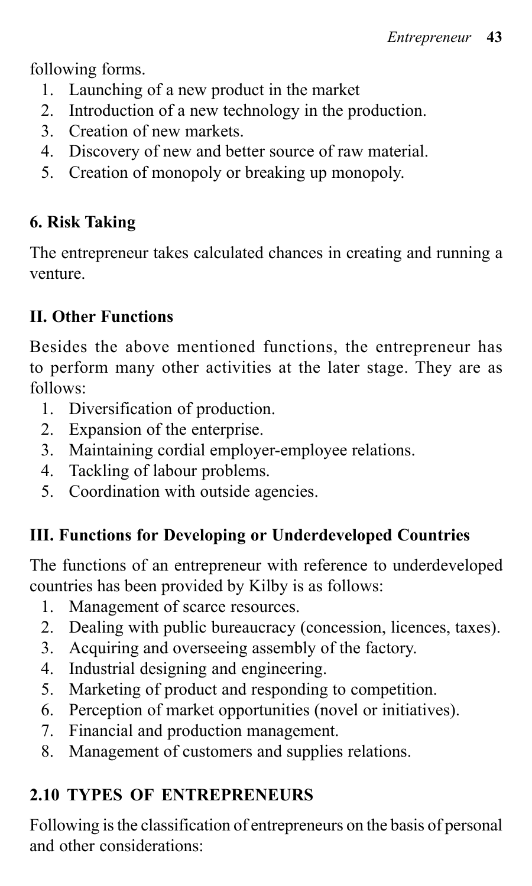following forms.

1. Launching of a new product in the market
2. Introduction of a new technology in the production.
3. Creation of new markets.
4. Discovery of new and better source of raw material.
5. Creation of monopoly or breaking up monopoly.

### 6. Risk Taking

The entrepreneur takes calculated chances in creating and running a venture.

### II. Other Functions

Besides the above mentioned functions, the entrepreneur has to perform many other activities at the later stage. They are as follows:

1. Diversification of production.
2. Expansion of the enterprise.
3. Maintaining cordial employer-employee relations.
4. Tackling of labour problems.
5. Coordination with outside agencies.

### III. Functions for Developing or Underdeveloped Countries

The functions of an entrepreneur with reference to underdeveloped countries has been provided by Kilby is as follows:

1. Management of scarce resources.
2. Dealing with public bureaucracy (concession, licences, taxes).
3. Acquiring and overseeing assembly of the factory.
4. Industrial designing and engineering.
5. Marketing of product and responding to competition.
6. Perception of market opportunities (novel or initiatives).
7. Financial and production management.
8. Management of customers and supplies relations.

## 2.10 TYPES OF ENTREPRENEURS

Following is the classification of entrepreneurs on the basis of personal and other considerations: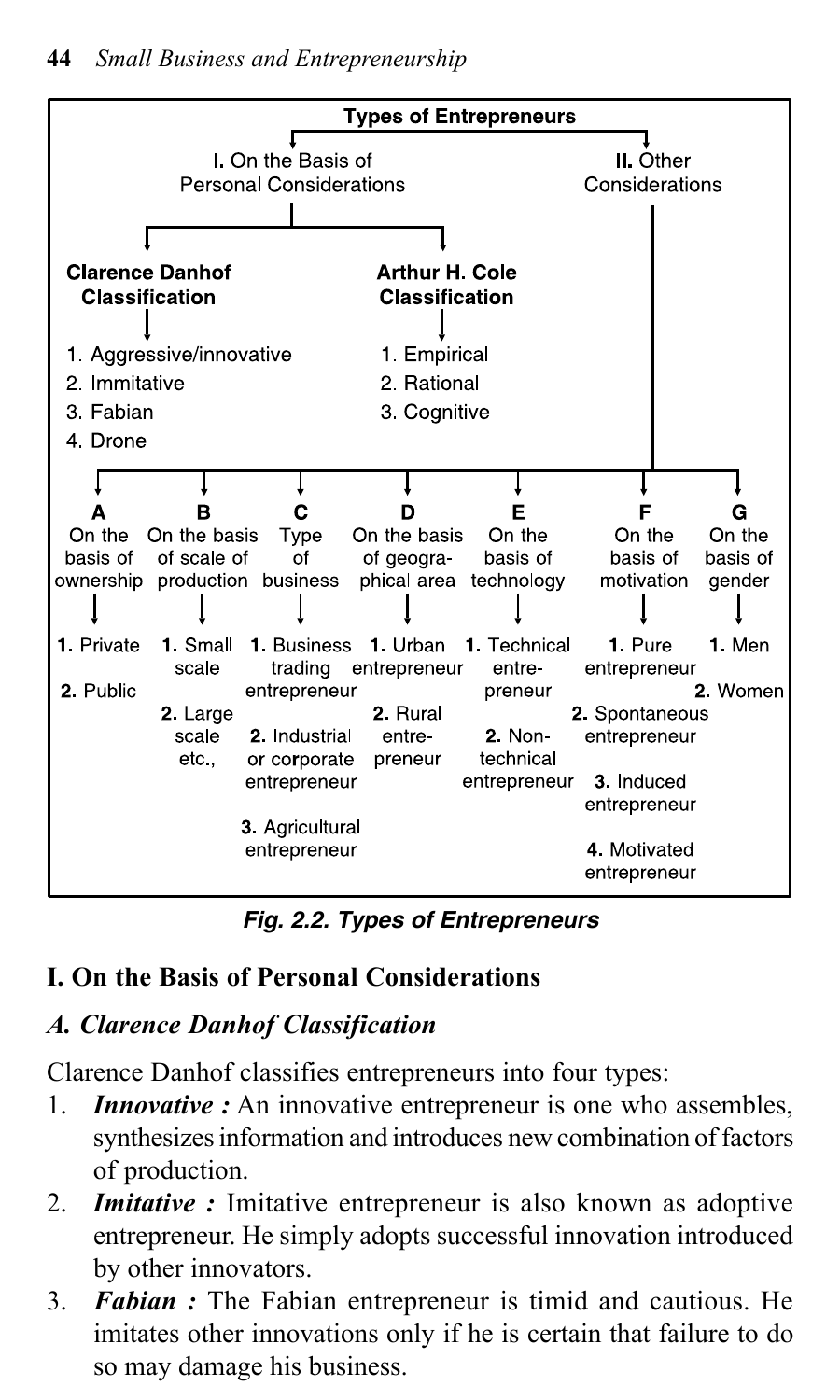**Types of Entrepreneurs**

**I.** On the Basis of Personal Considerations

- **Clarence Danhof Classification**
  1. Aggressive/innovative
  2. Immitative
  3. Fabian
  4. Drone
- **Arthur H. Cole Classification**
  1. Empirical
  2. Rational
  3. Cognitive

**II.** Other Considerations

- **A** On the basis of ownership
  1. Private
  2. Public
- **B** On the basis of scale of production
  1. Small scale
  2. Large scale etc.,
- **C** Type of business
  1. Business trading entrepreneur
  2. Industrial or corporate entrepreneur
  3. Agricultural entrepreneur
- **D** On the basis of geographical area
  1. Urban entrepreneur
  2. Rural entrepreneur
- **E** On the basis of technology
  1. Technical entrepreneur
  2. Non-technical entrepreneur
- **F** On the basis of motivation
  1. Pure entrepreneur
  2. Spontaneous entrepreneur
  3. Induced entrepreneur
  4. Motivated entrepreneur
- **G** On the basis of gender
  1. Men
  2. Women

***Fig. 2.2. Types of Entrepreneurs***

## I. On the Basis of Personal Considerations

### *A. Clarence Danhof Classification*

Clarence Danhof classifies entrepreneurs into four types:

1. ***Innovative :*** An innovative entrepreneur is one who assembles, synthesizes information and introduces new combination of factors of production.
2. ***Imitative :*** Imitative entrepreneur is also known as adoptive entrepreneur. He simply adopts successful innovation introduced by other innovators.
3. ***Fabian :*** The Fabian entrepreneur is timid and cautious. He imitates other innovations only if he is certain that failure to do so may damage his business.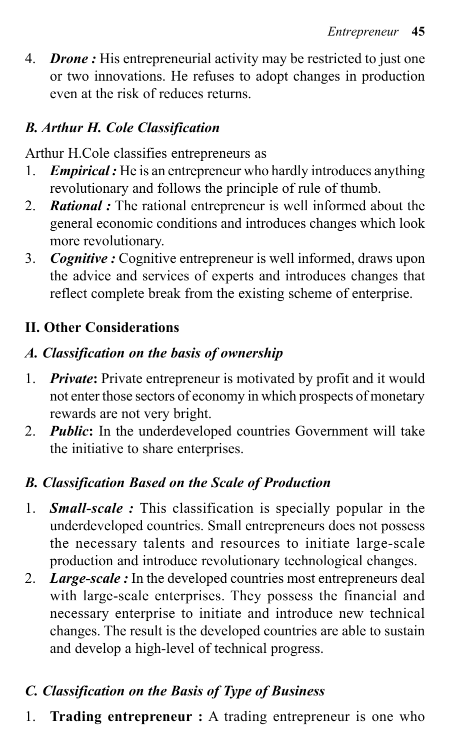4. ***Drone :*** His entrepreneurial activity may be restricted to just one or two innovations. He refuses to adopt changes in production even at the risk of reduces returns.

### *B. Arthur H. Cole Classification*

Arthur H.Cole classifies entrepreneurs as

1. ***Empirical :*** He is an entrepreneur who hardly introduces anything revolutionary and follows the principle of rule of thumb.
2. ***Rational :*** The rational entrepreneur is well informed about the general economic conditions and introduces changes which look more revolutionary.
3. ***Cognitive :*** Cognitive entrepreneur is well informed, draws upon the advice and services of experts and introduces changes that reflect complete break from the existing scheme of enterprise.

## II. Other Considerations

### *A. Classification on the basis of ownership*

1. ***Private*:** Private entrepreneur is motivated by profit and it would not enter those sectors of economy in which prospects of monetary rewards are not very bright.
2. ***Public*:** In the underdeveloped countries Government will take the initiative to share enterprises.

### *B. Classification Based on the Scale of Production*

1. ***Small-scale :*** This classification is specially popular in the underdeveloped countries. Small entrepreneurs does not possess the necessary talents and resources to initiate large-scale production and introduce revolutionary technological changes.
2. ***Large-scale :*** In the developed countries most entrepreneurs deal with large-scale enterprises. They possess the financial and necessary enterprise to initiate and introduce new technical changes. The result is the developed countries are able to sustain and develop a high-level of technical progress.

### *C. Classification on the Basis of Type of Business*

1. **Trading entrepreneur :** A trading entrepreneur is one who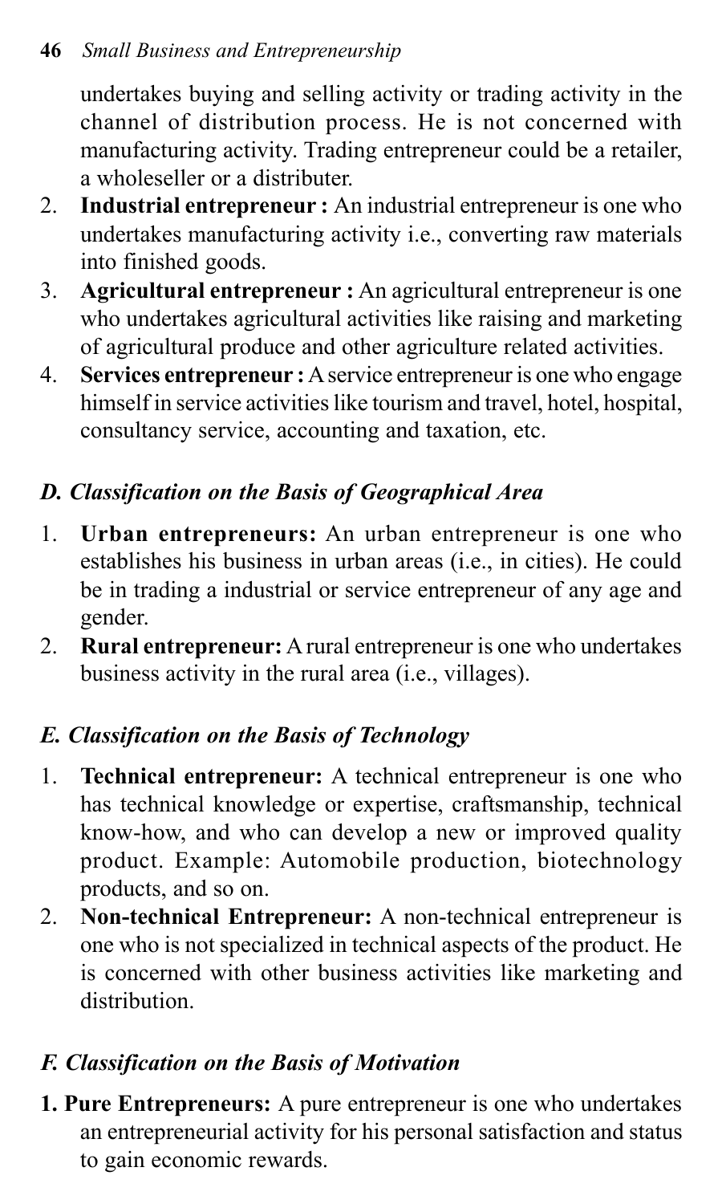undertakes buying and selling activity or trading activity in the channel of distribution process. He is not concerned with manufacturing activity. Trading entrepreneur could be a retailer, a wholeseller or a distributer.

2. **Industrial entrepreneur :** An industrial entrepreneur is one who undertakes manufacturing activity i.e., converting raw materials into finished goods.
3. **Agricultural entrepreneur :** An agricultural entrepreneur is one who undertakes agricultural activities like raising and marketing of agricultural produce and other agriculture related activities.
4. **Services entrepreneur :** A service entrepreneur is one who engage himself in service activities like tourism and travel, hotel, hospital, consultancy service, accounting and taxation, etc.

### *D. Classification on the Basis of Geographical Area*

1. **Urban entrepreneurs:** An urban entrepreneur is one who establishes his business in urban areas (i.e., in cities). He could be in trading a industrial or service entrepreneur of any age and gender.
2. **Rural entrepreneur:** A rural entrepreneur is one who undertakes business activity in the rural area (i.e., villages).

### *E. Classification on the Basis of Technology*

1. **Technical entrepreneur:** A technical entrepreneur is one who has technical knowledge or expertise, craftsmanship, technical know-how, and who can develop a new or improved quality product. Example: Automobile production, biotechnology products, and so on.
2. **Non-technical Entrepreneur:** A non-technical entrepreneur is one who is not specialized in technical aspects of the product. He is concerned with other business activities like marketing and distribution.

### *F. Classification on the Basis of Motivation*

1. **Pure Entrepreneurs:** A pure entrepreneur is one who undertakes an entrepreneurial activity for his personal satisfaction and status to gain economic rewards.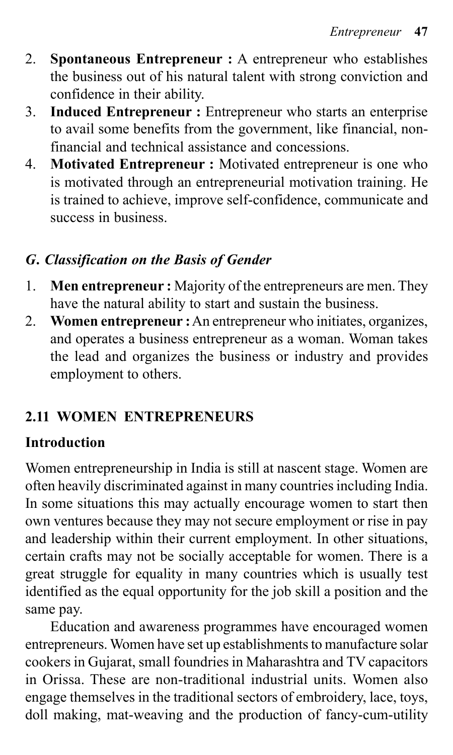2. **Spontaneous Entrepreneur :** A entrepreneur who establishes the business out of his natural talent with strong conviction and confidence in their ability.
3. **Induced Entrepreneur :** Entrepreneur who starts an enterprise to avail some benefits from the government, like financial, non-financial and technical assistance and concessions.
4. **Motivated Entrepreneur :** Motivated entrepreneur is one who is motivated through an entrepreneurial motivation training. He is trained to achieve, improve self-confidence, communicate and success in business.

### *G. Classification on the Basis of Gender*

1. **Men entrepreneur :** Majority of the entrepreneurs are men. They have the natural ability to start and sustain the business.
2. **Women entrepreneur :** An entrepreneur who initiates, organizes, and operates a business entrepreneur as a woman. Woman takes the lead and organizes the business or industry and provides employment to others.

## 2.11 WOMEN ENTREPRENEURS

### Introduction

Women entrepreneurship in India is still at nascent stage. Women are often heavily discriminated against in many countries including India. In some situations this may actually encourage women to start then own ventures because they may not secure employment or rise in pay and leadership within their current employment. In other situations, certain crafts may not be socially acceptable for women. There is a great struggle for equality in many countries which is usually test identified as the equal opportunity for the job skill a position and the same pay.

Education and awareness programmes have encouraged women entrepreneurs. Women have set up establishments to manufacture solar cookers in Gujarat, small foundries in Maharashtra and TV capacitors in Orissa. These are non-traditional industrial units. Women also engage themselves in the traditional sectors of embroidery, lace, toys, doll making, mat-weaving and the production of fancy-cum-utility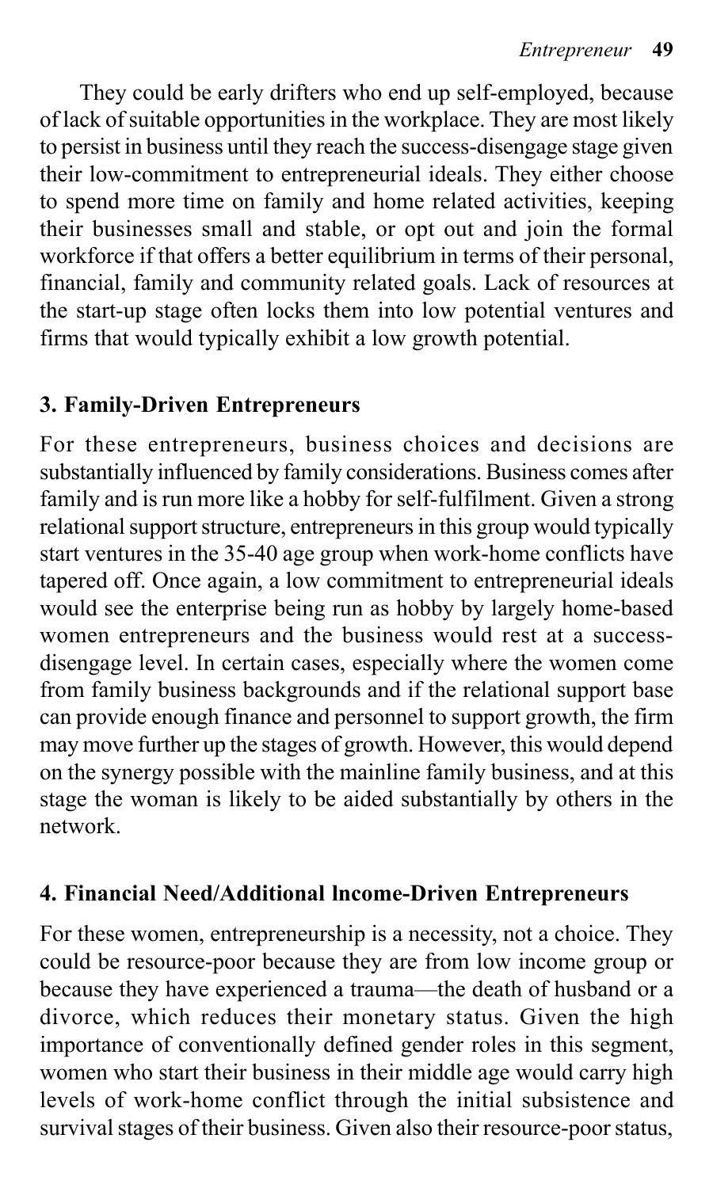They could be early drifters who end up self-employed, because of lack of suitable opportunities in the workplace. They are most likely to persist in business until they reach the success-disengage stage given their low-commitment to entrepreneurial ideals. They either choose to spend more time on family and home related activities, keeping their businesses small and stable, or opt out and join the formal workforce if that offers a better equilibrium in terms of their personal, financial, family and community related goals. Lack of resources at the start-up stage often locks them into low potential ventures and firms that would typically exhibit a low growth potential.

### 3. Family-Driven Entrepreneurs

For these entrepreneurs, business choices and decisions are substantially influenced by family considerations. Business comes after family and is run more like a hobby for self-fulfilment. Given a strong relational support structure, entrepreneurs in this group would typically start ventures in the 35-40 age group when work-home conflicts have tapered off. Once again, a low commitment to entrepreneurial ideals would see the enterprise being run as hobby by largely home-based women entrepreneurs and the business would rest at a success-disengage level. In certain cases, especially where the women come from family business backgrounds and if the relational support base can provide enough finance and personnel to support growth, the firm may move further up the stages of growth. However, this would depend on the synergy possible with the mainline family business, and at this stage the woman is likely to be aided substantially by others in the network.

### 4. Financial Need/Additional Income-Driven Entrepreneurs

For these women, entrepreneurship is a necessity, not a choice. They could be resource-poor because they are from low income group or because they have experienced a trauma—the death of husband or a divorce, which reduces their monetary status. Given the high importance of conventionally defined gender roles in this segment, women who start their business in their middle age would carry high levels of work-home conflict through the initial subsistence and survival stages of their business. Given also their resource-poor status,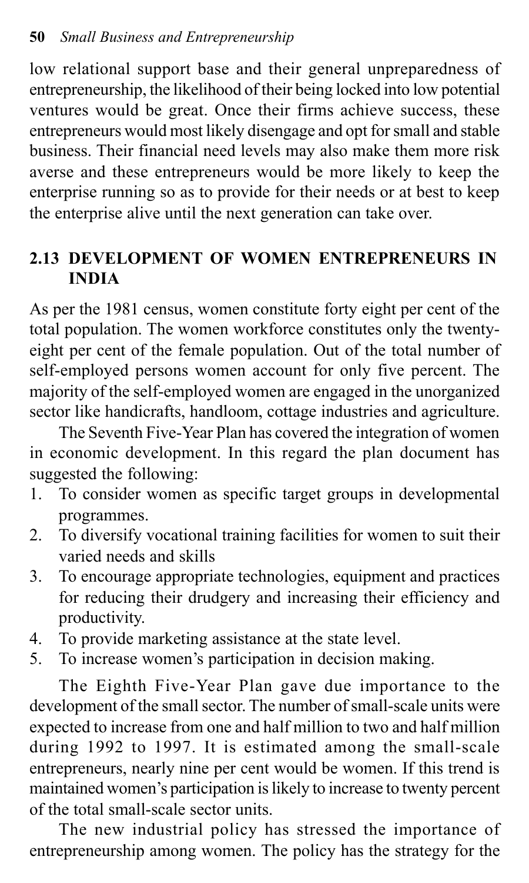low relational support base and their general unpreparedness of entrepreneurship, the likelihood of their being locked into low potential ventures would be great. Once their firms achieve success, these entrepreneurs would most likely disengage and opt for small and stable business. Their financial need levels may also make them more risk averse and these entrepreneurs would be more likely to keep the enterprise running so as to provide for their needs or at best to keep the enterprise alive until the next generation can take over.

## 2.13 DEVELOPMENT OF WOMEN ENTREPRENEURS IN INDIA

As per the 1981 census, women constitute forty eight per cent of the total population. The women workforce constitutes only the twenty-eight per cent of the female population. Out of the total number of self-employed persons women account for only five percent. The majority of the self-employed women are engaged in the unorganized sector like handicrafts, handloom, cottage industries and agriculture.

The Seventh Five-Year Plan has covered the integration of women in economic development. In this regard the plan document has suggested the following:

1. To consider women as specific target groups in developmental programmes.
2. To diversify vocational training facilities for women to suit their varied needs and skills
3. To encourage appropriate technologies, equipment and practices for reducing their drudgery and increasing their efficiency and productivity.
4. To provide marketing assistance at the state level.
5. To increase women's participation in decision making.

The Eighth Five-Year Plan gave due importance to the development of the small sector. The number of small-scale units were expected to increase from one and half million to two and half million during 1992 to 1997. It is estimated among the small-scale entrepreneurs, nearly nine per cent would be women. If this trend is maintained women's participation is likely to increase to twenty percent of the total small-scale sector units.

The new industrial policy has stressed the importance of entrepreneurship among women. The policy has the strategy for the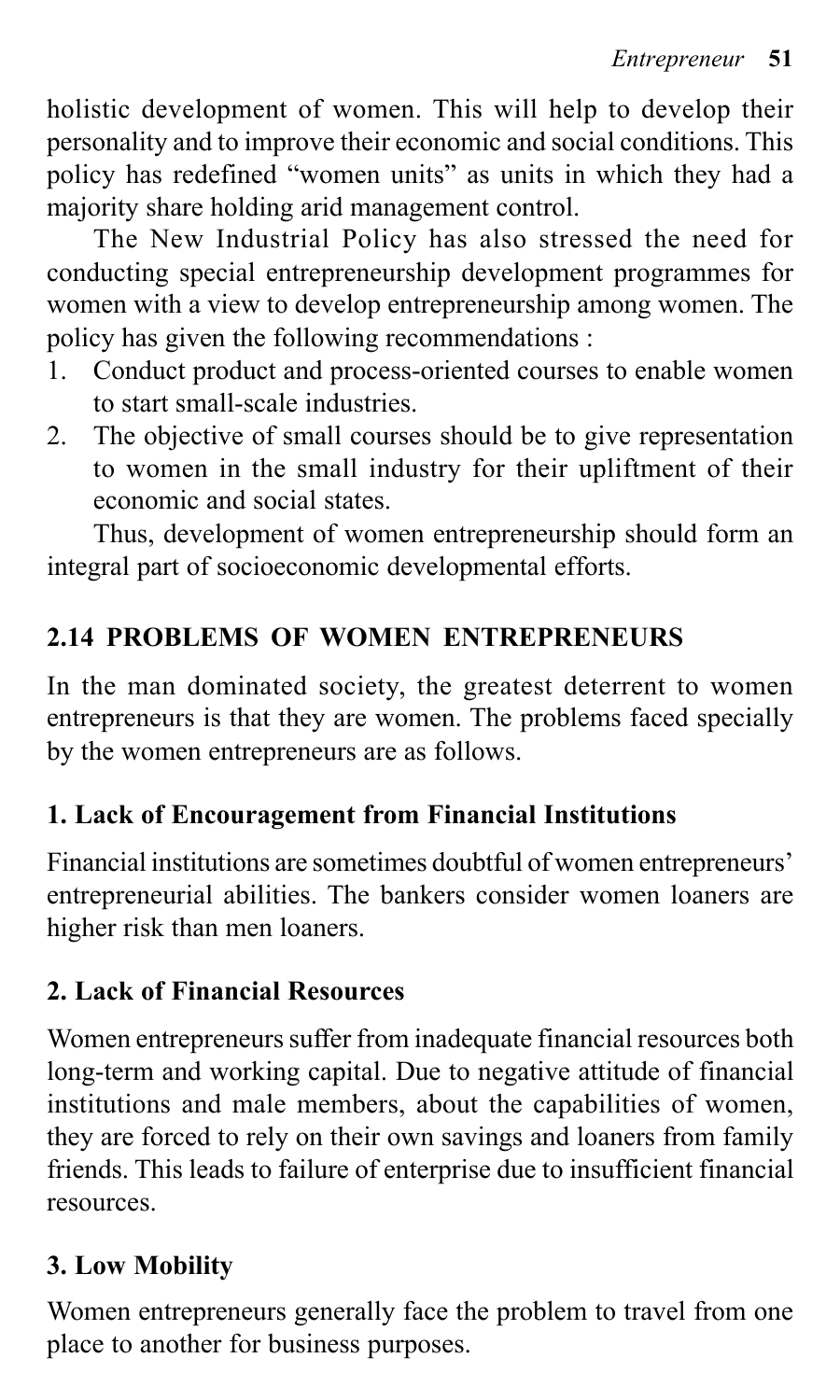holistic development of women. This will help to develop their personality and to improve their economic and social conditions. This policy has redefined "women units" as units in which they had a majority share holding arid management control.

The New Industrial Policy has also stressed the need for conducting special entrepreneurship development programmes for women with a view to develop entrepreneurship among women. The policy has given the following recommendations :

1. Conduct product and process-oriented courses to enable women to start small-scale industries.
2. The objective of small courses should be to give representation to women in the small industry for their upliftment of their economic and social states.

Thus, development of women entrepreneurship should form an integral part of socioeconomic developmental efforts.

## 2.14 PROBLEMS OF WOMEN ENTREPRENEURS

In the man dominated society, the greatest deterrent to women entrepreneurs is that they are women. The problems faced specially by the women entrepreneurs are as follows.

### 1. Lack of Encouragement from Financial Institutions

Financial institutions are sometimes doubtful of women entrepreneurs' entrepreneurial abilities. The bankers consider women loaners are higher risk than men loaners.

### 2. Lack of Financial Resources

Women entrepreneurs suffer from inadequate financial resources both long-term and working capital. Due to negative attitude of financial institutions and male members, about the capabilities of women, they are forced to rely on their own savings and loaners from family friends. This leads to failure of enterprise due to insufficient financial resources.

### 3. Low Mobility

Women entrepreneurs generally face the problem to travel from one place to another for business purposes.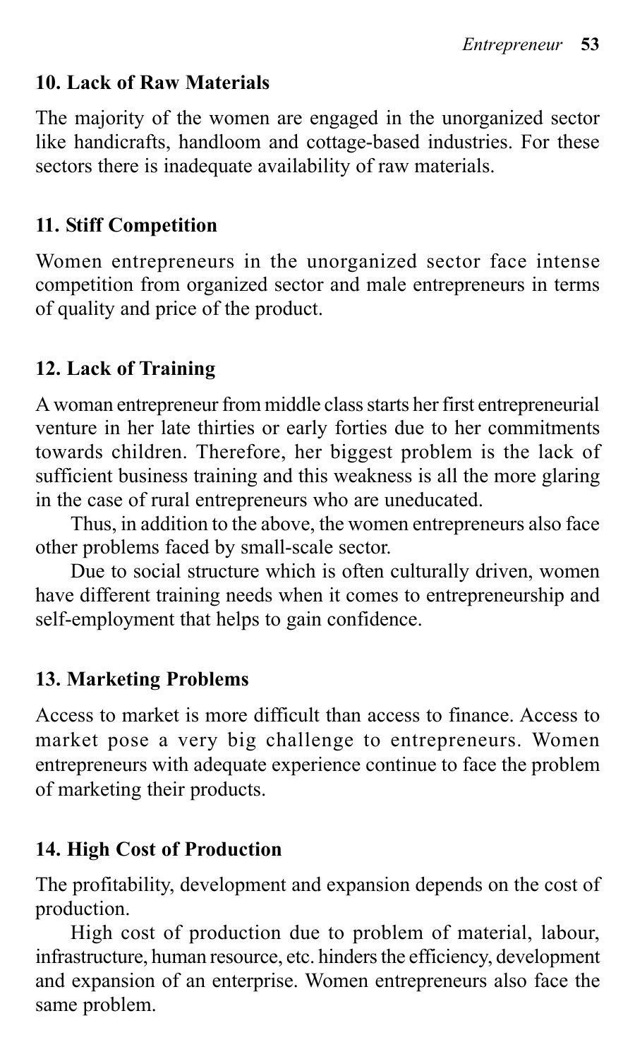### 10. Lack of Raw Materials

The majority of the women are engaged in the unorganized sector like handicrafts, handloom and cottage-based industries. For these sectors there is inadequate availability of raw materials.

### 11. Stiff Competition

Women entrepreneurs in the unorganized sector face intense competition from organized sector and male entrepreneurs in terms of quality and price of the product.

### 12. Lack of Training

A woman entrepreneur from middle class starts her first entrepreneurial venture in her late thirties or early forties due to her commitments towards children. Therefore, her biggest problem is the lack of sufficient business training and this weakness is all the more glaring in the case of rural entrepreneurs who are uneducated.

Thus, in addition to the above, the women entrepreneurs also face other problems faced by small-scale sector.

Due to social structure which is often culturally driven, women have different training needs when it comes to entrepreneurship and self-employment that helps to gain confidence.

### 13. Marketing Problems

Access to market is more difficult than access to finance. Access to market pose a very big challenge to entrepreneurs. Women entrepreneurs with adequate experience continue to face the problem of marketing their products.

### 14. High Cost of Production

The profitability, development and expansion depends on the cost of production.

High cost of production due to problem of material, labour, infrastructure, human resource, etc. hinders the efficiency, development and expansion of an enterprise. Women entrepreneurs also face the same problem.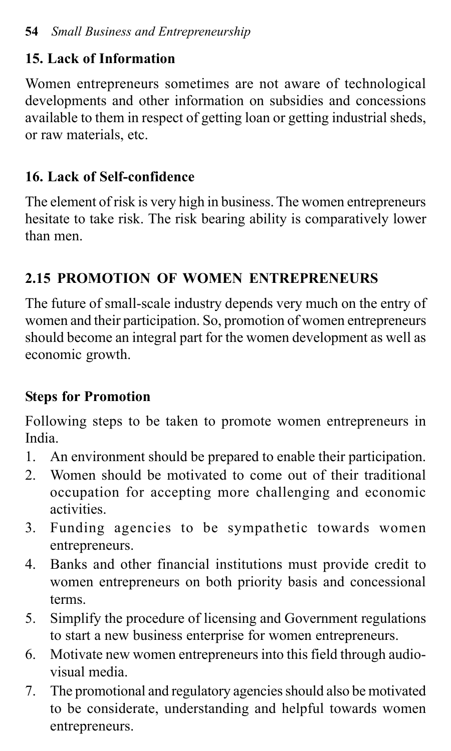### 15. Lack of Information

Women entrepreneurs sometimes are not aware of technological developments and other information on subsidies and concessions available to them in respect of getting loan or getting industrial sheds, or raw materials, etc.

### 16. Lack of Self-confidence

The element of risk is very high in business. The women entrepreneurs hesitate to take risk. The risk bearing ability is comparatively lower than men.

## 2.15 PROMOTION OF WOMEN ENTREPRENEURS

The future of small-scale industry depends very much on the entry of women and their participation. So, promotion of women entrepreneurs should become an integral part for the women development as well as economic growth.

### Steps for Promotion

Following steps to be taken to promote women entrepreneurs in India.

1. An environment should be prepared to enable their participation.
2. Women should be motivated to come out of their traditional occupation for accepting more challenging and economic activities.
3. Funding agencies to be sympathetic towards women entrepreneurs.
4. Banks and other financial institutions must provide credit to women entrepreneurs on both priority basis and concessional terms.
5. Simplify the procedure of licensing and Government regulations to start a new business enterprise for women entrepreneurs.
6. Motivate new women entrepreneurs into this field through audio-visual media.
7. The promotional and regulatory agencies should also be motivated to be considerate, understanding and helpful towards women entrepreneurs.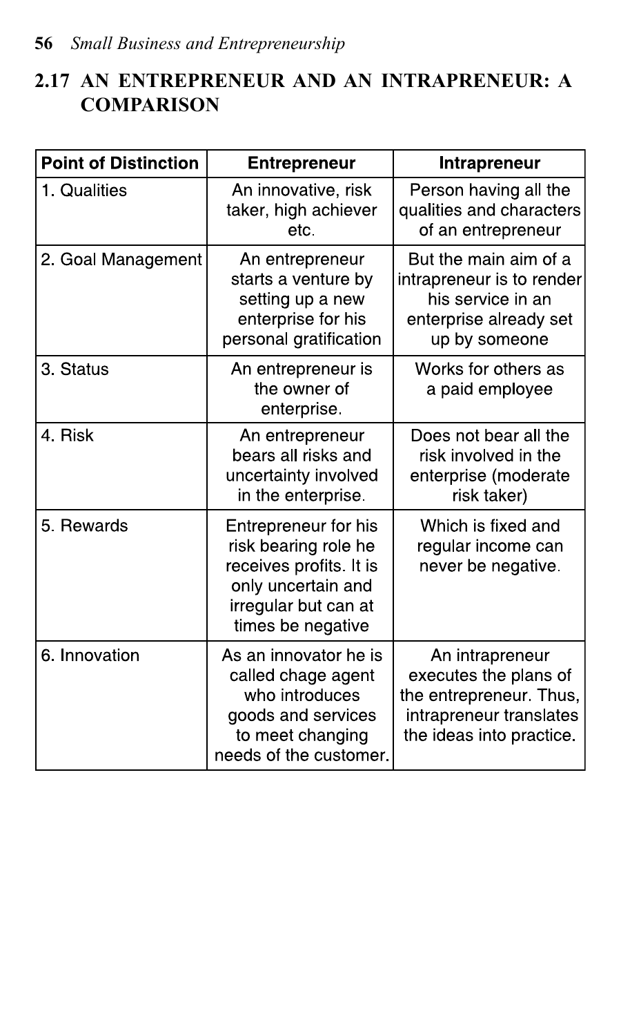## 2.17 AN ENTREPRENEUR AND AN INTRAPRENEUR: A COMPARISON

| Point of Distinction | Entrepreneur | Intrapreneur |
|---|---|---|
| 1. Qualities | An innovative, risk taker, high achiever etc. | Person having all the qualities and characters of an entrepreneur |
| 2. Goal Management | An entrepreneur starts a venture by setting up a new enterprise for his personal gratification | But the main aim of a intrapreneur is to render his service in an enterprise already set up by someone |
| 3. Status | An entrepreneur is the owner of enterprise. | Works for others as a paid employee |
| 4. Risk | An entrepreneur bears all risks and uncertainty involved in the enterprise. | Does not bear all the risk involved in the enterprise (moderate risk taker) |
| 5. Rewards | Entrepreneur for his risk bearing role he receives profits. It is only uncertain and irregular but can at times be negative | Which is fixed and regular income can never be negative. |
| 6. Innovation | As an innovator he is called chage agent who introduces goods and services to meet changing needs of the customer. | An intrapreneur executes the plans of the entrepreneur. Thus, intrapreneur translates the ideas into practice. |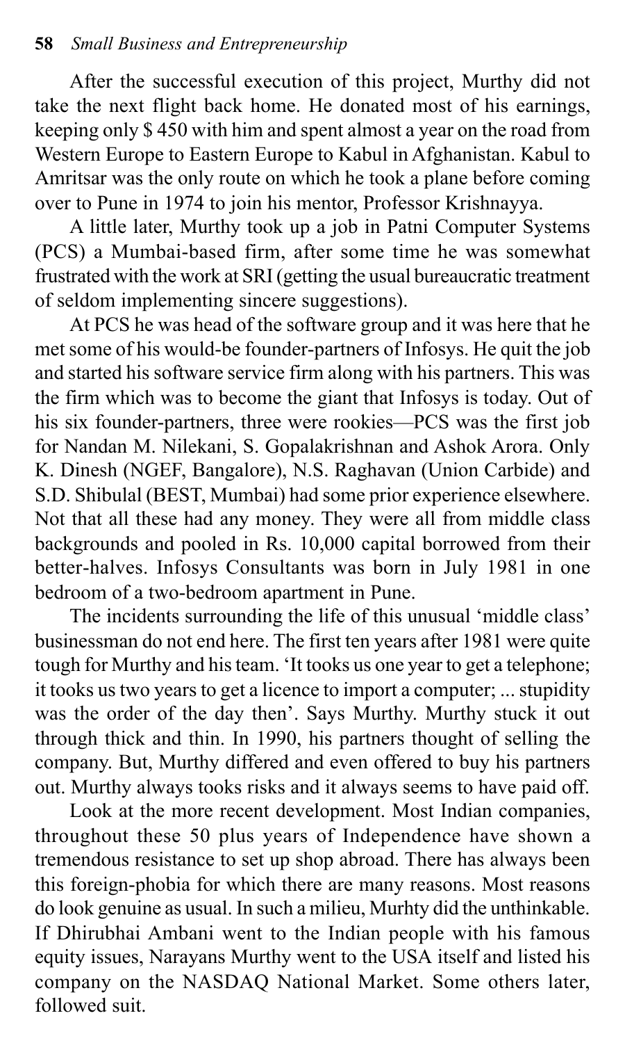After the successful execution of this project, Murthy did not take the next flight back home. He donated most of his earnings, keeping only $ 450 with him and spent almost a year on the road from Western Europe to Eastern Europe to Kabul in Afghanistan. Kabul to Amritsar was the only route on which he took a plane before coming over to Pune in 1974 to join his mentor, Professor Krishnayya.

A little later, Murthy took up a job in Patni Computer Systems (PCS) a Mumbai-based firm, after some time he was somewhat frustrated with the work at SRI (getting the usual bureaucratic treatment of seldom implementing sincere suggestions).

At PCS he was head of the software group and it was here that he met some of his would-be founder-partners of Infosys. He quit the job and started his software service firm along with his partners. This was the firm which was to become the giant that Infosys is today. Out of his six founder-partners, three were rookies—PCS was the first job for Nandan M. Nilekani, S. Gopalakrishnan and Ashok Arora. Only K. Dinesh (NGEF, Bangalore), N.S. Raghavan (Union Carbide) and S.D. Shibulal (BEST, Mumbai) had some prior experience elsewhere. Not that all these had any money. They were all from middle class backgrounds and pooled in Rs. 10,000 capital borrowed from their better-halves. Infosys Consultants was born in July 1981 in one bedroom of a two-bedroom apartment in Pune.

The incidents surrounding the life of this unusual 'middle class' businessman do not end here. The first ten years after 1981 were quite tough for Murthy and his team. 'It tooks us one year to get a telephone; it tooks us two years to get a licence to import a computer; ... stupidity was the order of the day then'. Says Murthy. Murthy stuck it out through thick and thin. In 1990, his partners thought of selling the company. But, Murthy differed and even offered to buy his partners out. Murthy always tooks risks and it always seems to have paid off.

Look at the more recent development. Most Indian companies, throughout these 50 plus years of Independence have shown a tremendous resistance to set up shop abroad. There has always been this foreign-phobia for which there are many reasons. Most reasons do look genuine as usual. In such a milieu, Murhty did the unthinkable. If Dhirubhai Ambani went to the Indian people with his famous equity issues, Narayans Murthy went to the USA itself and listed his company on the NASDAQ National Market. Some others later, followed suit.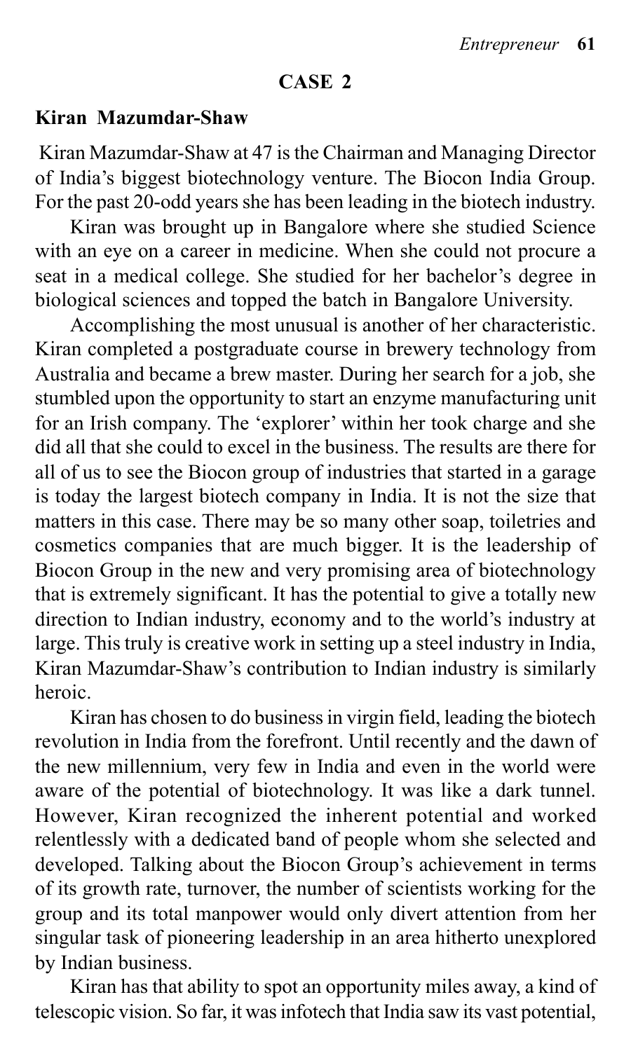## CASE 2

### Kiran Mazumdar-Shaw

Kiran Mazumdar-Shaw at 47 is the Chairman and Managing Director of India's biggest biotechnology venture. The Biocon India Group. For the past 20-odd years she has been leading in the biotech industry.

Kiran was brought up in Bangalore where she studied Science with an eye on a career in medicine. When she could not procure a seat in a medical college. She studied for her bachelor's degree in biological sciences and topped the batch in Bangalore University.

Accomplishing the most unusual is another of her characteristic. Kiran completed a postgraduate course in brewery technology from Australia and became a brew master. During her search for a job, she stumbled upon the opportunity to start an enzyme manufacturing unit for an Irish company. The 'explorer' within her took charge and she did all that she could to excel in the business. The results are there for all of us to see the Biocon group of industries that started in a garage is today the largest biotech company in India. It is not the size that matters in this case. There may be so many other soap, toiletries and cosmetics companies that are much bigger. It is the leadership of Biocon Group in the new and very promising area of biotechnology that is extremely significant. It has the potential to give a totally new direction to Indian industry, economy and to the world's industry at large. This truly is creative work in setting up a steel industry in India, Kiran Mazumdar-Shaw's contribution to Indian industry is similarly heroic.

Kiran has chosen to do business in virgin field, leading the biotech revolution in India from the forefront. Until recently and the dawn of the new millennium, very few in India and even in the world were aware of the potential of biotechnology. It was like a dark tunnel. However, Kiran recognized the inherent potential and worked relentlessly with a dedicated band of people whom she selected and developed. Talking about the Biocon Group's achievement in terms of its growth rate, turnover, the number of scientists working for the group and its total manpower would only divert attention from her singular task of pioneering leadership in an area hitherto unexplored by Indian business.

Kiran has that ability to spot an opportunity miles away, a kind of telescopic vision. So far, it was infotech that India saw its vast potential,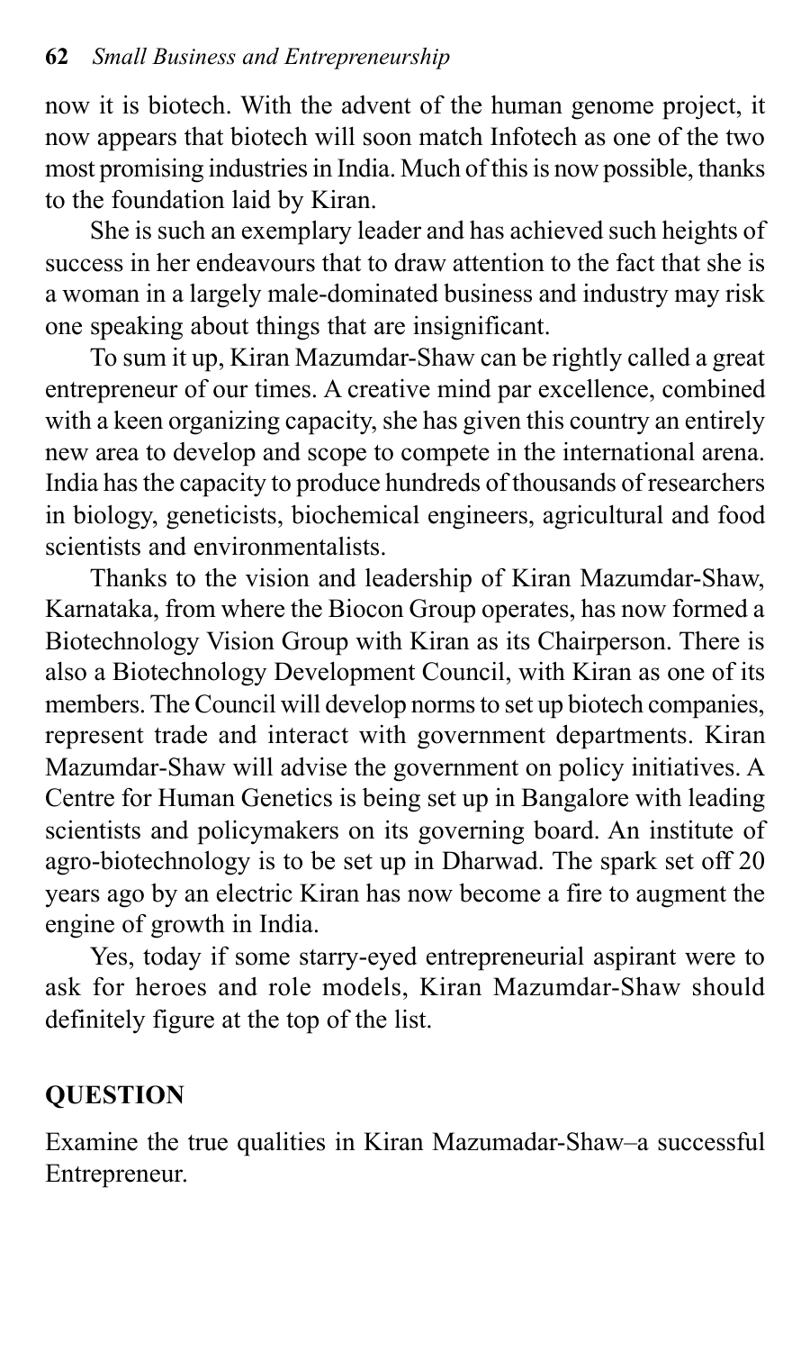now it is biotech. With the advent of the human genome project, it now appears that biotech will soon match Infotech as one of the two most promising industries in India. Much of this is now possible, thanks to the foundation laid by Kiran.

She is such an exemplary leader and has achieved such heights of success in her endeavours that to draw attention to the fact that she is a woman in a largely male-dominated business and industry may risk one speaking about things that are insignificant.

To sum it up, Kiran Mazumdar-Shaw can be rightly called a great entrepreneur of our times. A creative mind par excellence, combined with a keen organizing capacity, she has given this country an entirely new area to develop and scope to compete in the international arena. India has the capacity to produce hundreds of thousands of researchers in biology, geneticists, biochemical engineers, agricultural and food scientists and environmentalists.

Thanks to the vision and leadership of Kiran Mazumdar-Shaw, Karnataka, from where the Biocon Group operates, has now formed a Biotechnology Vision Group with Kiran as its Chairperson. There is also a Biotechnology Development Council, with Kiran as one of its members. The Council will develop norms to set up biotech companies, represent trade and interact with government departments. Kiran Mazumdar-Shaw will advise the government on policy initiatives. A Centre for Human Genetics is being set up in Bangalore with leading scientists and policymakers on its governing board. An institute of agro-biotechnology is to be set up in Dharwad. The spark set off 20 years ago by an electric Kiran has now become a fire to augment the engine of growth in India.

Yes, today if some starry-eyed entrepreneurial aspirant were to ask for heroes and role models, Kiran Mazumdar-Shaw should definitely figure at the top of the list.

## QUESTION

Examine the true qualities in Kiran Mazumadar-Shaw–a successful Entrepreneur.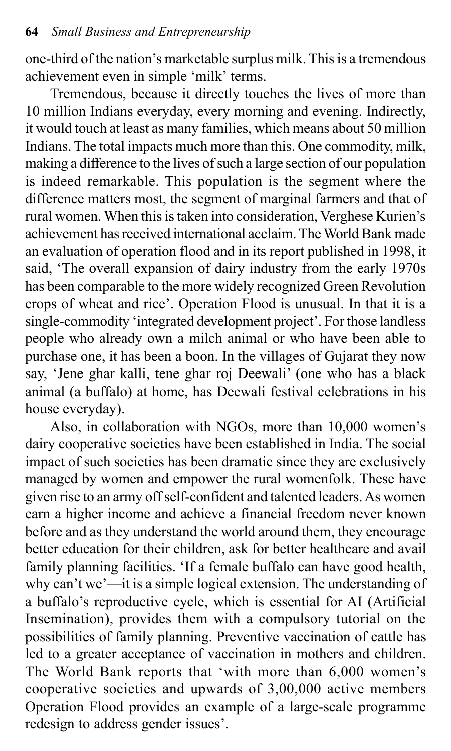one-third of the nation's marketable surplus milk. This is a tremendous achievement even in simple 'milk' terms.

Tremendous, because it directly touches the lives of more than 10 million Indians everyday, every morning and evening. Indirectly, it would touch at least as many families, which means about 50 million Indians. The total impacts much more than this. One commodity, milk, making a difference to the lives of such a large section of our population is indeed remarkable. This population is the segment where the difference matters most, the segment of marginal farmers and that of rural women. When this is taken into consideration, Verghese Kurien's achievement has received international acclaim. The World Bank made an evaluation of operation flood and in its report published in 1998, it said, 'The overall expansion of dairy industry from the early 1970s has been comparable to the more widely recognized Green Revolution crops of wheat and rice'. Operation Flood is unusual. In that it is a single-commodity 'integrated development project'. For those landless people who already own a milch animal or who have been able to purchase one, it has been a boon. In the villages of Gujarat they now say, 'Jene ghar kalli, tene ghar roj Deewali' (one who has a black animal (a buffalo) at home, has Deewali festival celebrations in his house everyday).

Also, in collaboration with NGOs, more than 10,000 women's dairy cooperative societies have been established in India. The social impact of such societies has been dramatic since they are exclusively managed by women and empower the rural womenfolk. These have given rise to an army off self-confident and talented leaders. As women earn a higher income and achieve a financial freedom never known before and as they understand the world around them, they encourage better education for their children, ask for better healthcare and avail family planning facilities. 'If a female buffalo can have good health, why can't we'—it is a simple logical extension. The understanding of a buffalo's reproductive cycle, which is essential for AI (Artificial Insemination), provides them with a compulsory tutorial on the possibilities of family planning. Preventive vaccination of cattle has led to a greater acceptance of vaccination in mothers and children. The World Bank reports that 'with more than 6,000 women's cooperative societies and upwards of 3,00,000 active members Operation Flood provides an example of a large-scale programme redesign to address gender issues'.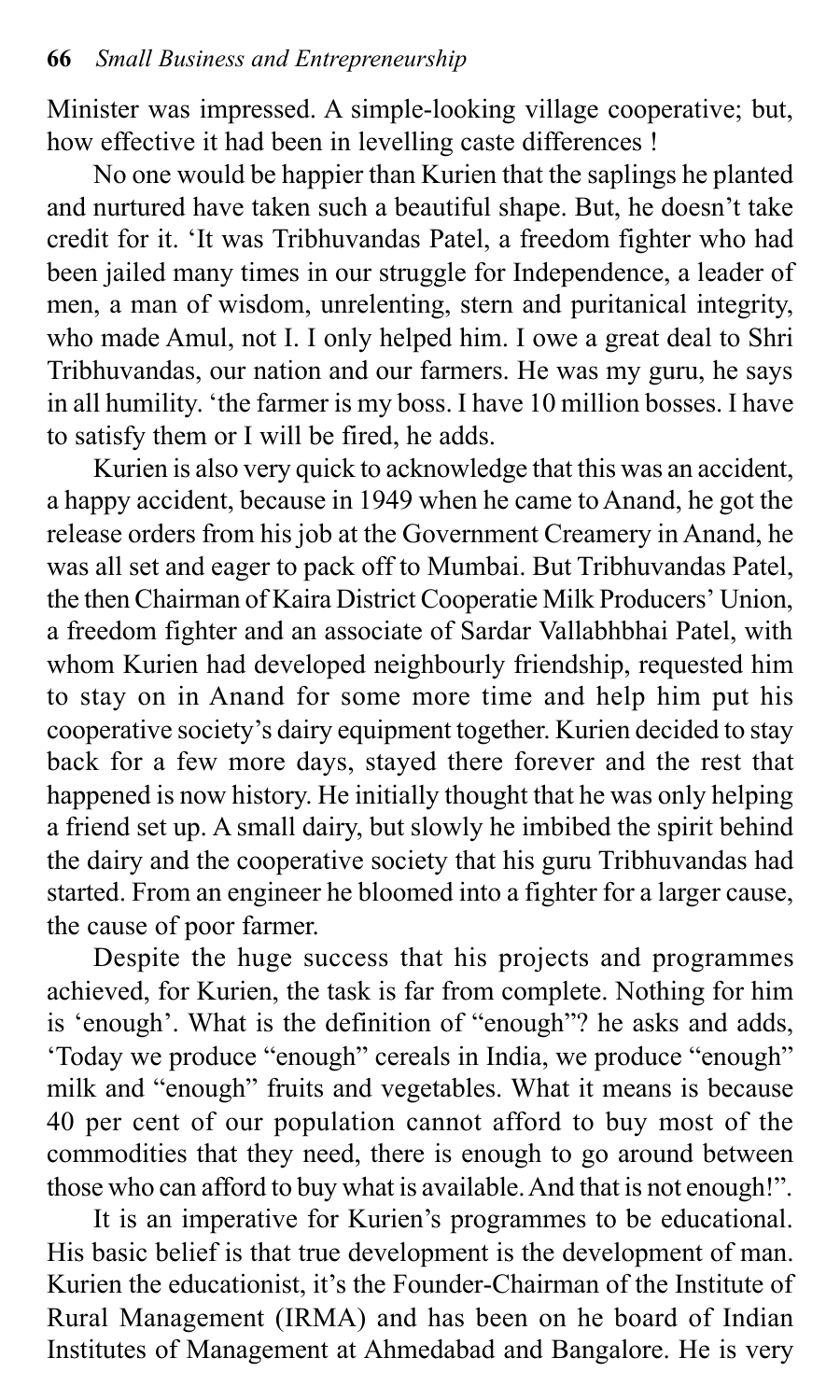Minister was impressed. A simple-looking village cooperative; but, how effective it had been in levelling caste differences !

No one would be happier than Kurien that the saplings he planted and nurtured have taken such a beautiful shape. But, he doesn't take credit for it. 'It was Tribhuvandas Patel, a freedom fighter who had been jailed many times in our struggle for Independence, a leader of men, a man of wisdom, unrelenting, stern and puritanical integrity, who made Amul, not I. I only helped him. I owe a great deal to Shri Tribhuvandas, our nation and our farmers. He was my guru, he says in all humility. 'the farmer is my boss. I have 10 million bosses. I have to satisfy them or I will be fired, he adds.

Kurien is also very quick to acknowledge that this was an accident, a happy accident, because in 1949 when he came to Anand, he got the release orders from his job at the Government Creamery in Anand, he was all set and eager to pack off to Mumbai. But Tribhuvandas Patel, the then Chairman of Kaira District Cooperatie Milk Producers' Union, a freedom fighter and an associate of Sardar Vallabhbhai Patel, with whom Kurien had developed neighbourly friendship, requested him to stay on in Anand for some more time and help him put his cooperative society's dairy equipment together. Kurien decided to stay back for a few more days, stayed there forever and the rest that happened is now history. He initially thought that he was only helping a friend set up. A small dairy, but slowly he imbibed the spirit behind the dairy and the cooperative society that his guru Tribhuvandas had started. From an engineer he bloomed into a fighter for a larger cause, the cause of poor farmer.

Despite the huge success that his projects and programmes achieved, for Kurien, the task is far from complete. Nothing for him is 'enough'. What is the definition of "enough"? he asks and adds, 'Today we produce "enough" cereals in India, we produce "enough" milk and "enough" fruits and vegetables. What it means is because 40 per cent of our population cannot afford to buy most of the commodities that they need, there is enough to go around between those who can afford to buy what is available. And that is not enough!".

It is an imperative for Kurien's programmes to be educational. His basic belief is that true development is the development of man. Kurien the educationist, it's the Founder-Chairman of the Institute of Rural Management (IRMA) and has been on he board of Indian Institutes of Management at Ahmedabad and Bangalore. He is very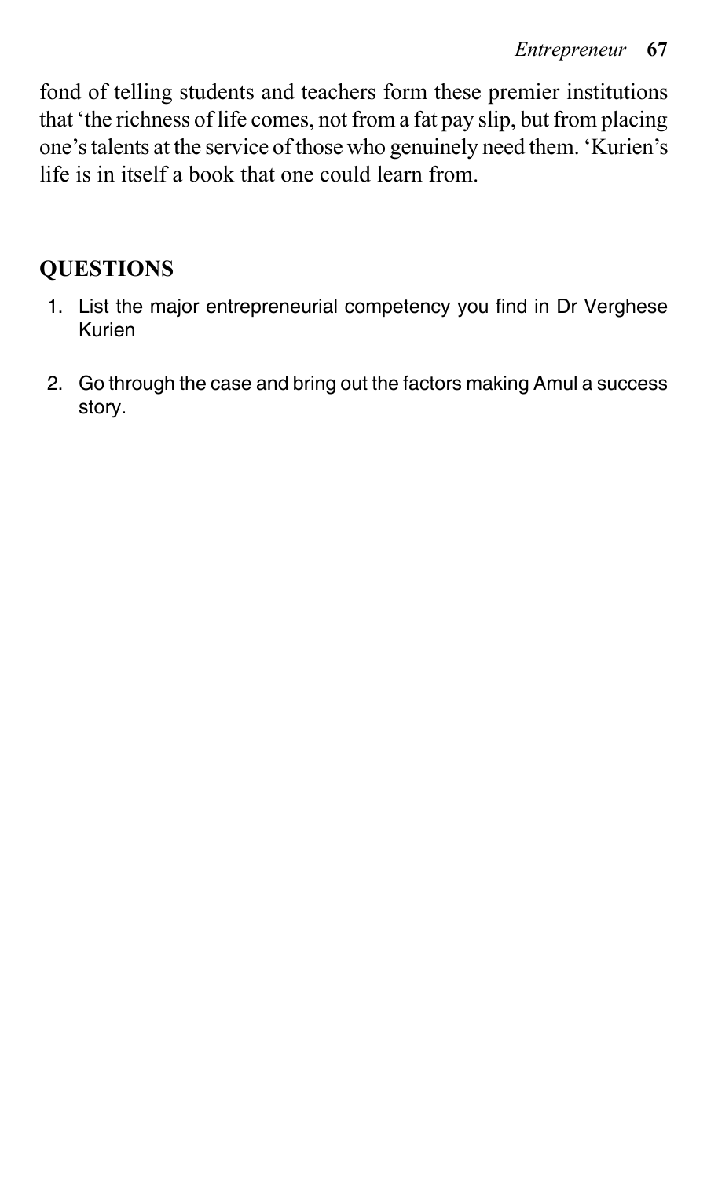fond of telling students and teachers form these premier institutions that 'the richness of life comes, not from a fat pay slip, but from placing one's talents at the service of those who genuinely need them. 'Kurien's life is in itself a book that one could learn from.

## QUESTIONS

1. List the major entrepreneurial competency you find in Dr Verghese Kurien
2. Go through the case and bring out the factors making Amul a success story.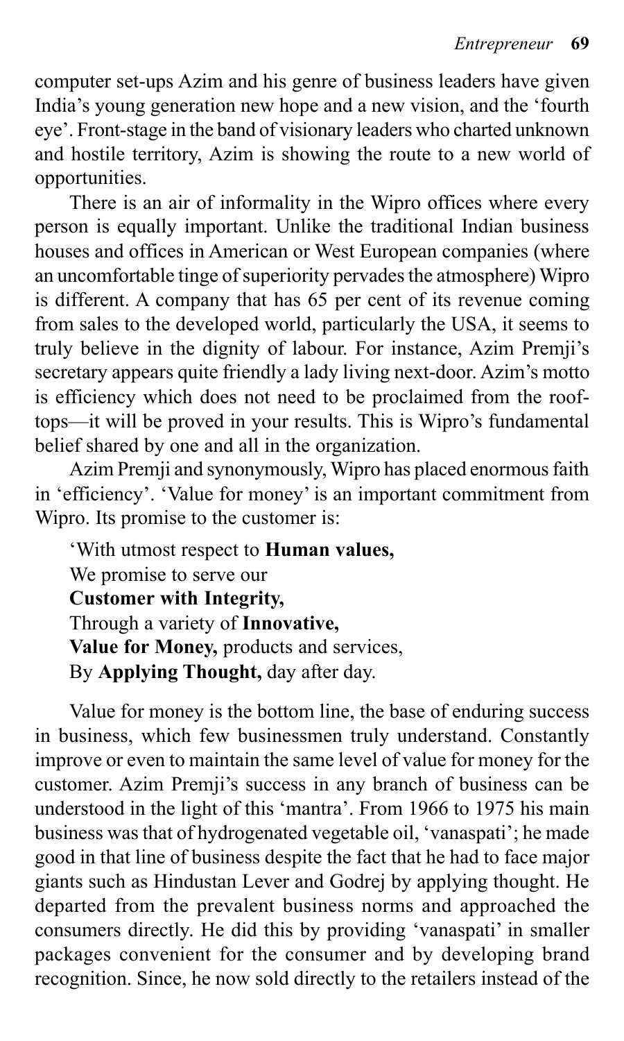computer set-ups Azim and his genre of business leaders have given India's young generation new hope and a new vision, and the 'fourth eye'. Front-stage in the band of visionary leaders who charted unknown and hostile territory, Azim is showing the route to a new world of opportunities.

There is an air of informality in the Wipro offices where every person is equally important. Unlike the traditional Indian business houses and offices in American or West European companies (where an uncomfortable tinge of superiority pervades the atmosphere) Wipro is different. A company that has 65 per cent of its revenue coming from sales to the developed world, particularly the USA, it seems to truly believe in the dignity of labour. For instance, Azim Premji's secretary appears quite friendly a lady living next-door. Azim's motto is efficiency which does not need to be proclaimed from the roof-tops—it will be proved in your results. This is Wipro's fundamental belief shared by one and all in the organization.

Azim Premji and synonymously, Wipro has placed enormous faith in 'efficiency'. 'Value for money' is an important commitment from Wipro. Its promise to the customer is:

> 'With utmost respect to **Human values,**
> We promise to serve our
> **Customer with Integrity,**
> Through a variety of **Innovative,**
> **Value for Money,** products and services,
> By **Applying Thought,** day after day.

Value for money is the bottom line, the base of enduring success in business, which few businessmen truly understand. Constantly improve or even to maintain the same level of value for money for the customer. Azim Premji's success in any branch of business can be understood in the light of this 'mantra'. From 1966 to 1975 his main business was that of hydrogenated vegetable oil, 'vanaspati'; he made good in that line of business despite the fact that he had to face major giants such as Hindustan Lever and Godrej by applying thought. He departed from the prevalent business norms and approached the consumers directly. He did this by providing 'vanaspati' in smaller packages convenient for the consumer and by developing brand recognition. Since, he now sold directly to the retailers instead of the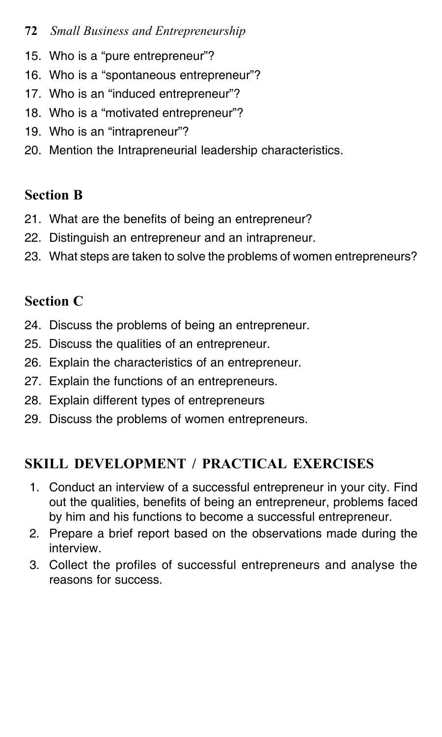15. Who is a “pure entrepreneur”?
16. Who is a “spontaneous entrepreneur”?
17. Who is an “induced entrepreneur”?
18. Who is a “motivated entrepreneur”?
19. Who is an “intrapreneur”?
20. Mention the Intrapreneurial leadership characteristics.

## Section B

21. What are the benefits of being an entrepreneur?
22. Distinguish an entrepreneur and an intrapreneur.
23. What steps are taken to solve the problems of women entrepreneurs?

## Section C

24. Discuss the problems of being an entrepreneur.
25. Discuss the qualities of an entrepreneur.
26. Explain the characteristics of an entrepreneur.
27. Explain the functions of an entrepreneurs.
28. Explain different types of entrepreneurs
29. Discuss the problems of women entrepreneurs.

## SKILL DEVELOPMENT / PRACTICAL EXERCISES

1. Conduct an interview of a successful entrepreneur in your city. Find out the qualities, benefits of being an entrepreneur, problems faced by him and his functions to become a successful entrepreneur.
2. Prepare a brief report based on the observations made during the interview.
3. Collect the profiles of successful entrepreneurs and analyse the reasons for success.